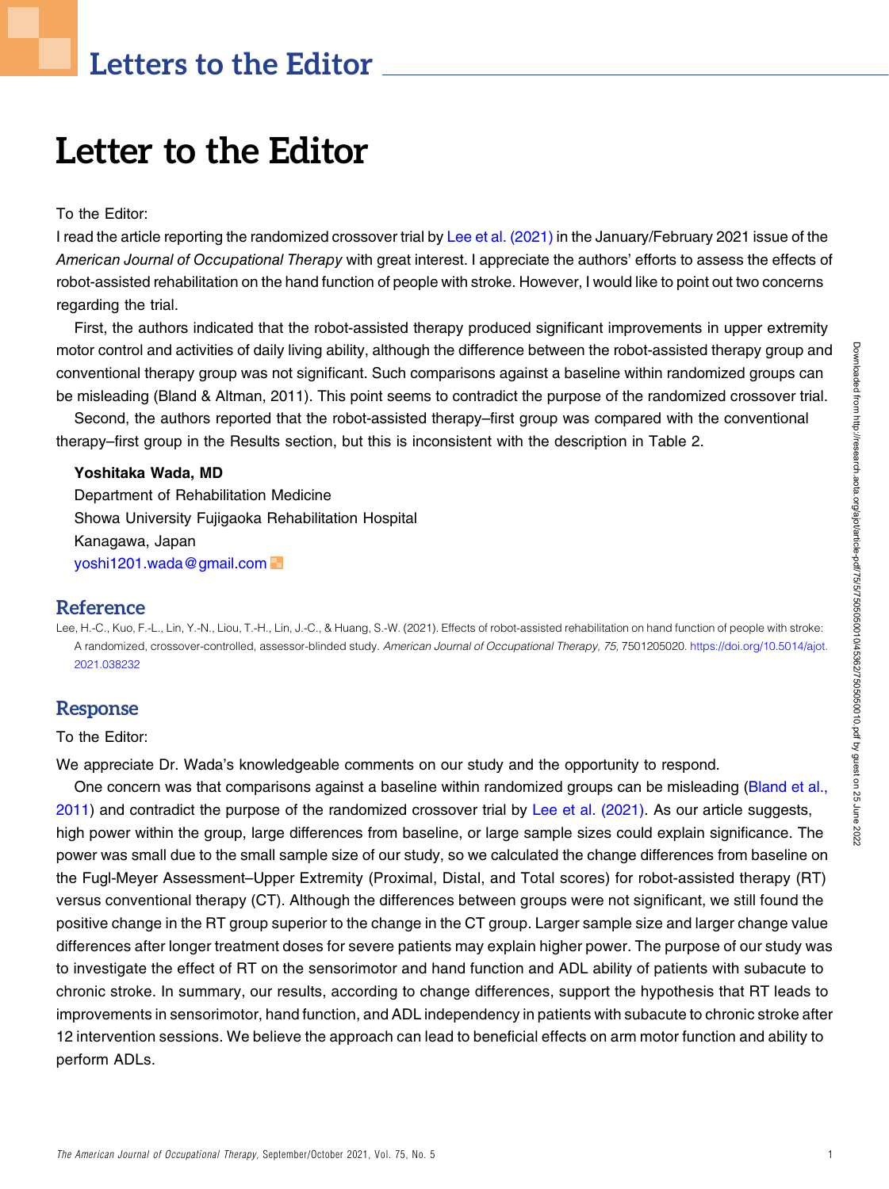# Letters to the Editor

# Letter to the Editor

To the Editor:

I read the article reporting the randomized crossover trial by Lee et al. (2021) in the January/February 2021 issue of the *American Journal of Occupational Therapy* with great interest. I appreciate the authors' efforts to assess the effects of robot-assisted rehabilitation on the hand function of people with stroke. However, I would like to point out two concerns regarding the trial.

First, the authors indicated that the robot-assisted therapy produced significant improvements in upper extremity motor control and activities of daily living ability, although the difference between the robot-assisted therapy group and conventional therapy group was not significant. Such comparisons against a baseline within randomized groups can be misleading (Bland & Altman, 2011). This point seems to contradict the purpose of the randomized crossover trial.

Second, the authors reported that the robot-assisted therapy–first group was compared with the conventional therapy–first group in the Results section, but this is inconsistent with the description in Table 2.

**Yoshitaka Wada, MD**
Department of Rehabilitation Medicine
Showa University Fujigaoka Rehabilitation Hospital
Kanagawa, Japan
yoshi1201.wada@gmail.com

## Reference

Lee, H.-C., Kuo, F.-L., Lin, Y.-N., Liou, T.-H., Lin, J.-C., & Huang, S.-W. (2021). Effects of robot-assisted rehabilitation on hand function of people with stroke: A randomized, crossover-controlled, assessor-blinded study. *American Journal of Occupational Therapy, 75*, 7501205020. https://doi.org/10.5014/ajot.2021.038232

## Response

To the Editor:

We appreciate Dr. Wada's knowledgeable comments on our study and the opportunity to respond.

One concern was that comparisons against a baseline within randomized groups can be misleading (Bland et al., 2011) and contradict the purpose of the randomized crossover trial by Lee et al. (2021). As our article suggests, high power within the group, large differences from baseline, or large sample sizes could explain significance. The power was small due to the small sample size of our study, so we calculated the change differences from baseline on the Fugl-Meyer Assessment–Upper Extremity (Proximal, Distal, and Total scores) for robot-assisted therapy (RT) versus conventional therapy (CT). Although the differences between groups were not significant, we still found the positive change in the RT group superior to the change in the CT group. Larger sample size and larger change value differences after longer treatment doses for severe patients may explain higher power. The purpose of our study was to investigate the effect of RT on the sensorimotor and hand function and ADL ability of patients with subacute to chronic stroke. In summary, our results, according to change differences, support the hypothesis that RT leads to improvements in sensorimotor, hand function, and ADL independency in patients with subacute to chronic stroke after 12 intervention sessions. We believe the approach can lead to beneficial effects on arm motor function and ability to perform ADLs.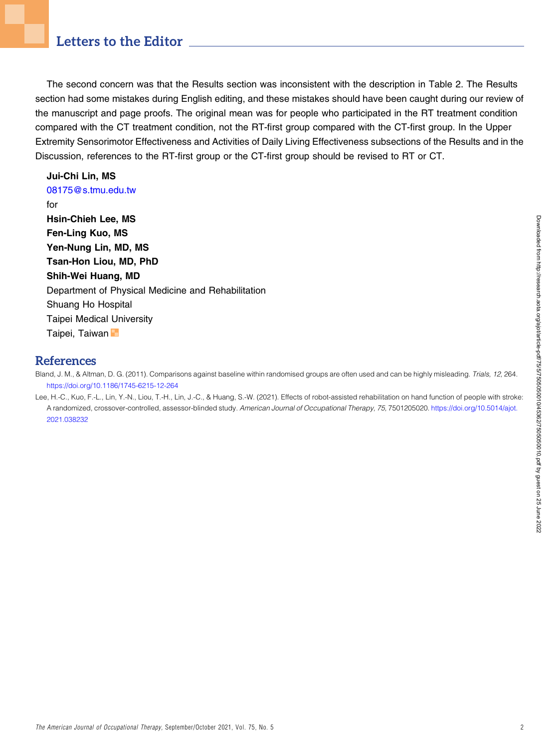The second concern was that the Results section was inconsistent with the description in Table 2. The Results section had some mistakes during English editing, and these mistakes should have been caught during our review of the manuscript and page proofs. The original mean was for people who participated in the RT treatment condition compared with the CT treatment condition, not the RT-first group compared with the CT-first group. In the Upper Extremity Sensorimotor Effectiveness and Activities of Daily Living Effectiveness subsections of the Results and in the Discussion, references to the RT-first group or the CT-first group should be revised to RT or CT.

**Jui-Chi Lin, MS**
08175@s.tmu.edu.tw
for
**Hsin-Chieh Lee, MS**
**Fen-Ling Kuo, MS**
**Yen-Nung Lin, MD, MS**
**Tsan-Hon Liou, MD, PhD**
**Shih-Wei Huang, MD**
Department of Physical Medicine and Rehabilitation
Shuang Ho Hospital
Taipei Medical University
Taipei, Taiwan

## References

Bland, J. M., & Altman, D. G. (2011). Comparisons against baseline within randomised groups are often used and can be highly misleading. *Trials, 12*, 264. https://doi.org/10.1186/1745-6215-12-264

Lee, H.-C., Kuo, F.-L., Lin, Y.-N., Liou, T.-H., Lin, J.-C., & Huang, S.-W. (2021). Effects of robot-assisted rehabilitation on hand function of people with stroke: A randomized, crossover-controlled, assessor-blinded study. *American Journal of Occupational Therapy, 75*, 7501205020. https://doi.org/10.5014/ajot.2021.038232